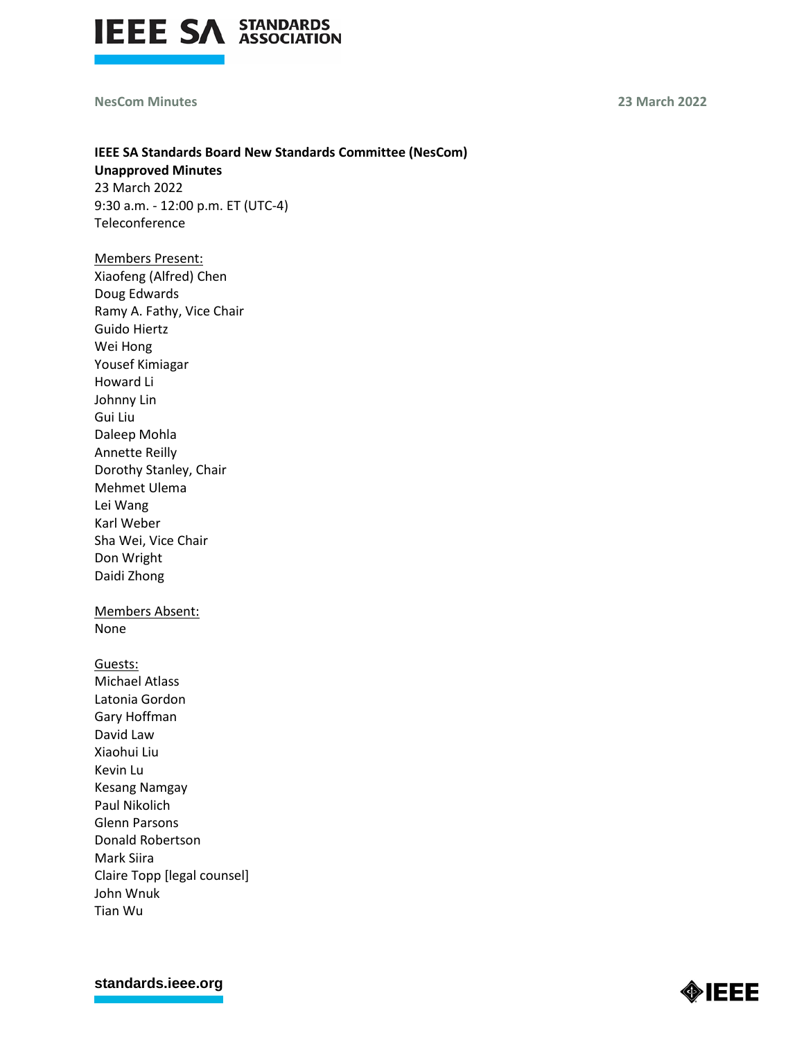**IEEE SA Standards Board New Standards Committee (NesCom)**
**Unapproved Minutes**
23 March 2022
9:30 a.m. - 12:00 p.m. ET (UTC-4)
Teleconference

Members Present:
Xiaofeng (Alfred) Chen
Doug Edwards
Ramy A. Fathy, Vice Chair
Guido Hiertz
Wei Hong
Yousef Kimiagar
Howard Li
Johnny Lin
Gui Liu
Daleep Mohla
Annette Reilly
Dorothy Stanley, Chair
Mehmet Ulema
Lei Wang
Karl Weber
Sha Wei, Vice Chair
Don Wright
Daidi Zhong

Members Absent:
None

Guests:
Michael Atlass
Latonia Gordon
Gary Hoffman
David Law
Xiaohui Liu
Kevin Lu
Kesang Namgay
Paul Nikolich
Glenn Parsons
Donald Robertson
Mark Siira
Claire Topp [legal counsel]
John Wnuk
Tian Wu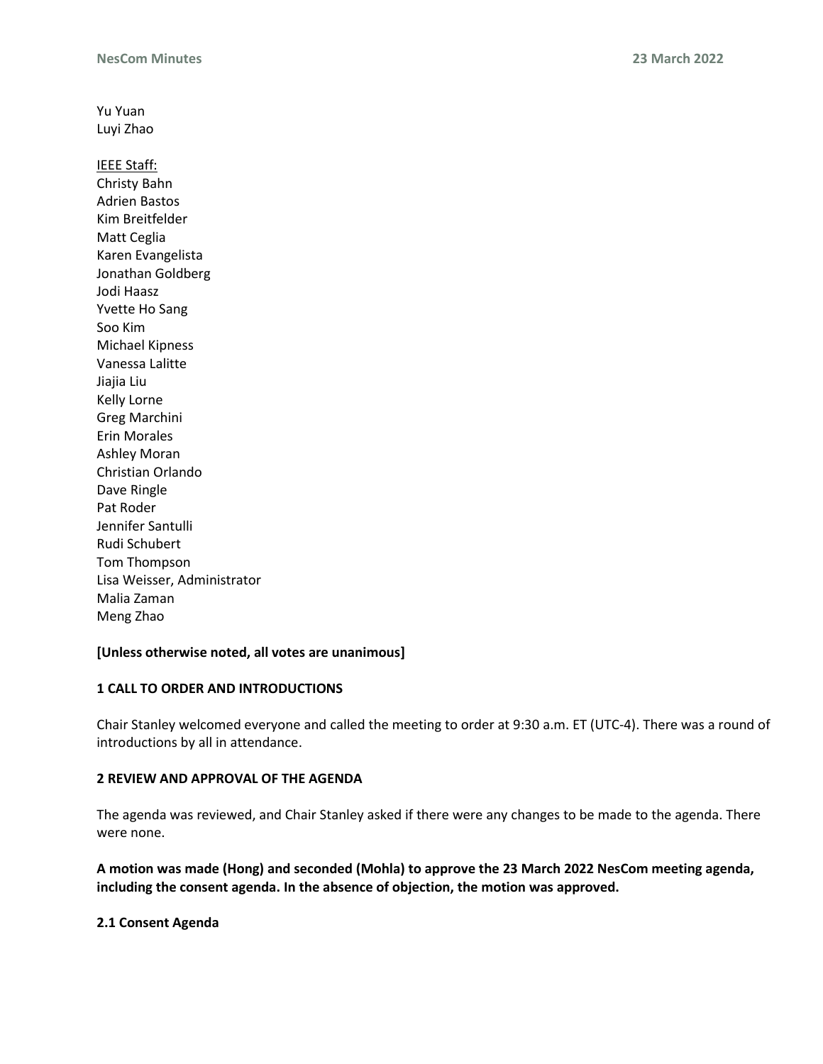Yu Yuan
Luyi Zhao

IEEE Staff:
Christy Bahn
Adrien Bastos
Kim Breitfelder
Matt Ceglia
Karen Evangelista
Jonathan Goldberg
Jodi Haasz
Yvette Ho Sang
Soo Kim
Michael Kipness
Vanessa Lalitte
Jiajia Liu
Kelly Lorne
Greg Marchini
Erin Morales
Ashley Moran
Christian Orlando
Dave Ringle
Pat Roder
Jennifer Santulli
Rudi Schubert
Tom Thompson
Lisa Weisser, Administrator
Malia Zaman
Meng Zhao

**[Unless otherwise noted, all votes are unanimous]**

## 1 CALL TO ORDER AND INTRODUCTIONS

Chair Stanley welcomed everyone and called the meeting to order at 9:30 a.m. ET (UTC-4). There was a round of introductions by all in attendance.

## 2 REVIEW AND APPROVAL OF THE AGENDA

The agenda was reviewed, and Chair Stanley asked if there were any changes to be made to the agenda. There were none.

**A motion was made (Hong) and seconded (Mohla) to approve the 23 March 2022 NesCom meeting agenda, including the consent agenda. In the absence of objection, the motion was approved.**

### 2.1 Consent Agenda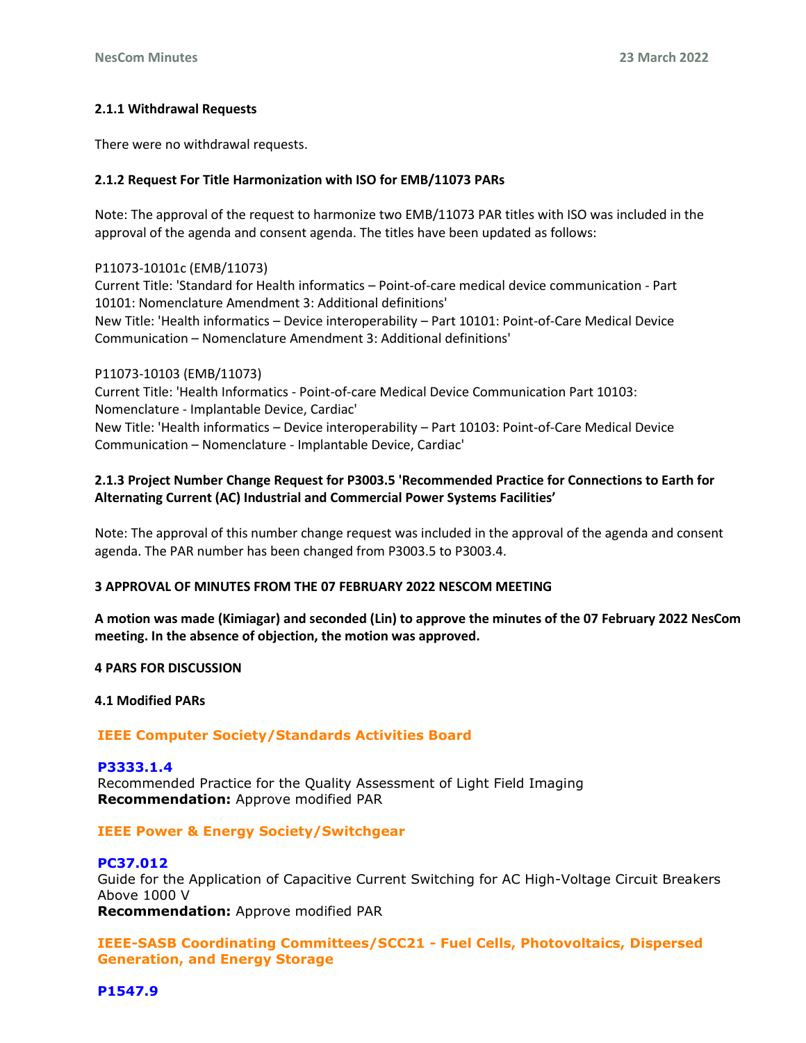#### 2.1.1 Withdrawal Requests

There were no withdrawal requests.

#### 2.1.2 Request For Title Harmonization with ISO for EMB/11073 PARs

Note: The approval of the request to harmonize two EMB/11073 PAR titles with ISO was included in the approval of the agenda and consent agenda. The titles have been updated as follows:

P11073-10101c (EMB/11073)
Current Title: 'Standard for Health informatics – Point-of-care medical device communication - Part 10101: Nomenclature Amendment 3: Additional definitions'
New Title: 'Health informatics – Device interoperability – Part 10101: Point-of-Care Medical Device Communication – Nomenclature Amendment 3: Additional definitions'

P11073-10103 (EMB/11073)
Current Title: 'Health Informatics - Point-of-care Medical Device Communication Part 10103: Nomenclature - Implantable Device, Cardiac'
New Title: 'Health informatics – Device interoperability – Part 10103: Point-of-Care Medical Device Communication – Nomenclature - Implantable Device, Cardiac'

#### 2.1.3 Project Number Change Request for P3003.5 'Recommended Practice for Connections to Earth for Alternating Current (AC) Industrial and Commercial Power Systems Facilities'

Note: The approval of this number change request was included in the approval of the agenda and consent agenda. The PAR number has been changed from P3003.5 to P3003.4.

### 3 APPROVAL OF MINUTES FROM THE 07 FEBRUARY 2022 NESCOM MEETING

**A motion was made (Kimiagar) and seconded (Lin) to approve the minutes of the 07 February 2022 NesCom meeting. In the absence of objection, the motion was approved.**

### 4 PARS FOR DISCUSSION

#### 4.1 Modified PARs

**IEEE Computer Society/Standards Activities Board**

**P3333.1.4**
Recommended Practice for the Quality Assessment of Light Field Imaging
**Recommendation:** Approve modified PAR

**IEEE Power & Energy Society/Switchgear**

**PC37.012**
Guide for the Application of Capacitive Current Switching for AC High-Voltage Circuit Breakers Above 1000 V
**Recommendation:** Approve modified PAR

**IEEE-SASB Coordinating Committees/SCC21 - Fuel Cells, Photovoltaics, Dispersed Generation, and Energy Storage**

**P1547.9**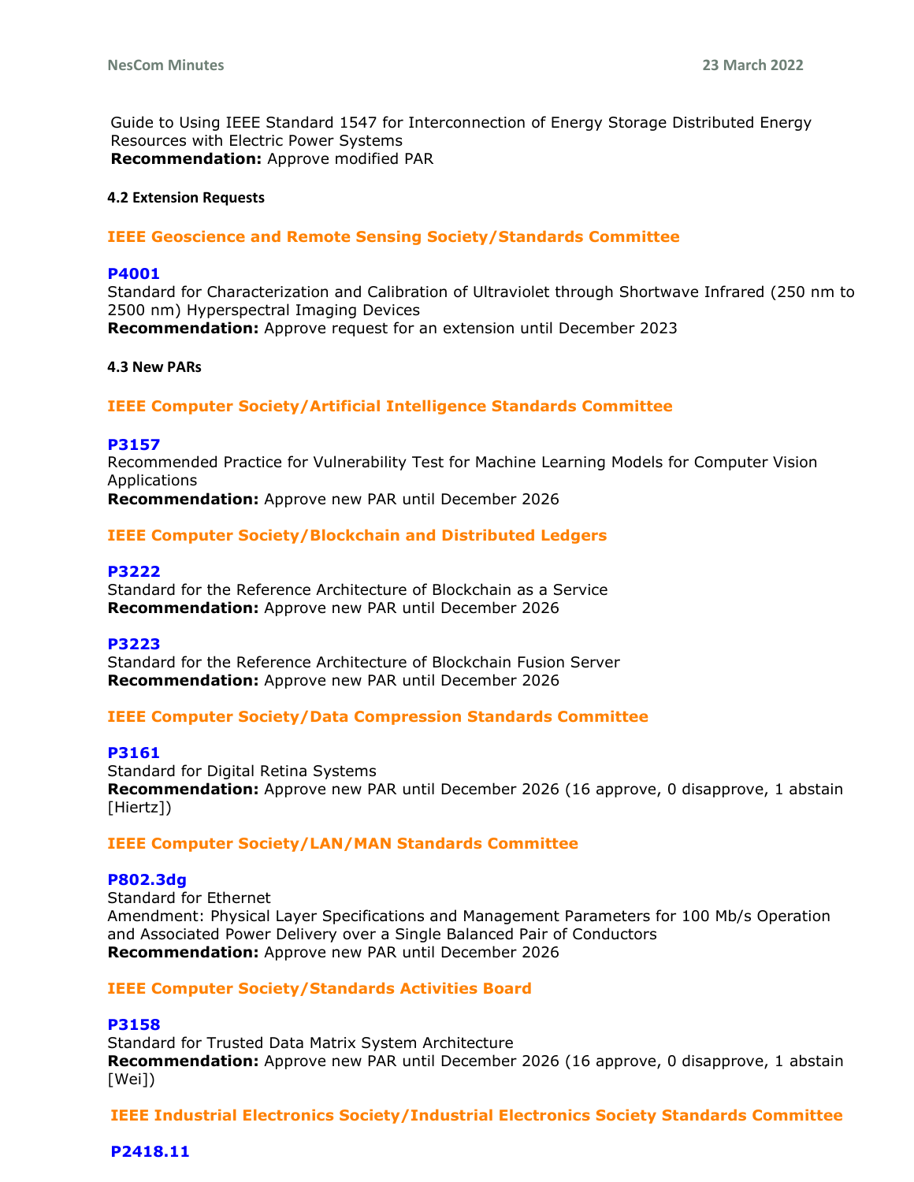Guide to Using IEEE Standard 1547 for Interconnection of Energy Storage Distributed Energy Resources with Electric Power Systems
**Recommendation:** Approve modified PAR

#### 4.2 Extension Requests

**IEEE Geoscience and Remote Sensing Society/Standards Committee**

**P4001**
Standard for Characterization and Calibration of Ultraviolet through Shortwave Infrared (250 nm to 2500 nm) Hyperspectral Imaging Devices
**Recommendation:** Approve request for an extension until December 2023

#### 4.3 New PARs

**IEEE Computer Society/Artificial Intelligence Standards Committee**

**P3157**
Recommended Practice for Vulnerability Test for Machine Learning Models for Computer Vision Applications
**Recommendation:** Approve new PAR until December 2026

**IEEE Computer Society/Blockchain and Distributed Ledgers**

**P3222**
Standard for the Reference Architecture of Blockchain as a Service
**Recommendation:** Approve new PAR until December 2026

**P3223**
Standard for the Reference Architecture of Blockchain Fusion Server
**Recommendation:** Approve new PAR until December 2026

**IEEE Computer Society/Data Compression Standards Committee**

**P3161**
Standard for Digital Retina Systems
**Recommendation:** Approve new PAR until December 2026 (16 approve, 0 disapprove, 1 abstain [Hiertz])

**IEEE Computer Society/LAN/MAN Standards Committee**

**P802.3dg**
Standard for Ethernet
Amendment: Physical Layer Specifications and Management Parameters for 100 Mb/s Operation and Associated Power Delivery over a Single Balanced Pair of Conductors
**Recommendation:** Approve new PAR until December 2026

**IEEE Computer Society/Standards Activities Board**

**P3158**
Standard for Trusted Data Matrix System Architecture
**Recommendation:** Approve new PAR until December 2026 (16 approve, 0 disapprove, 1 abstain [Wei])

**IEEE Industrial Electronics Society/Industrial Electronics Society Standards Committee**

**P2418.11**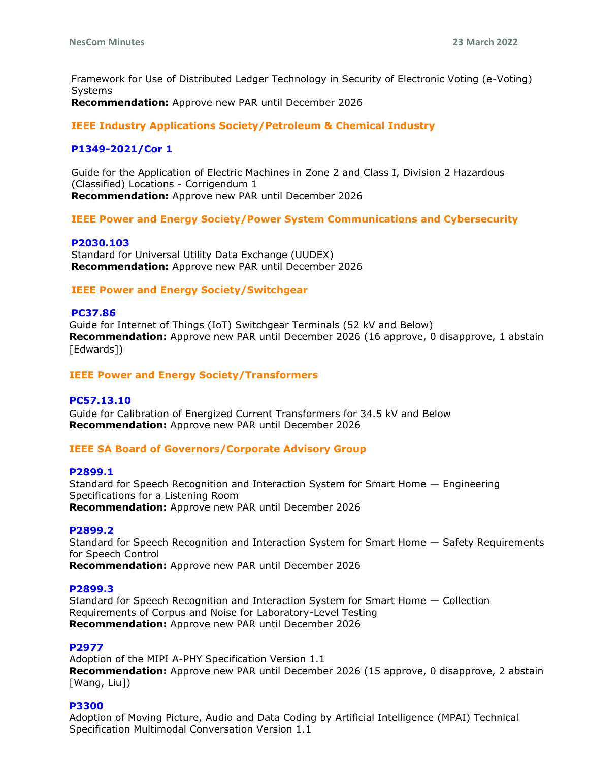Framework for Use of Distributed Ledger Technology in Security of Electronic Voting (e-Voting) Systems
**Recommendation:** Approve new PAR until December 2026

### IEEE Industry Applications Society/Petroleum & Chemical Industry

#### P1349-2021/Cor 1

Guide for the Application of Electric Machines in Zone 2 and Class I, Division 2 Hazardous (Classified) Locations - Corrigendum 1
**Recommendation:** Approve new PAR until December 2026

### IEEE Power and Energy Society/Power System Communications and Cybersecurity

#### P2030.103
Standard for Universal Utility Data Exchange (UUDEX)
**Recommendation:** Approve new PAR until December 2026

### IEEE Power and Energy Society/Switchgear

#### PC37.86
Guide for Internet of Things (IoT) Switchgear Terminals (52 kV and Below)
**Recommendation:** Approve new PAR until December 2026 (16 approve, 0 disapprove, 1 abstain [Edwards])

### IEEE Power and Energy Society/Transformers

#### PC57.13.10
Guide for Calibration of Energized Current Transformers for 34.5 kV and Below
**Recommendation:** Approve new PAR until December 2026

### IEEE SA Board of Governors/Corporate Advisory Group

#### P2899.1
Standard for Speech Recognition and Interaction System for Smart Home — Engineering Specifications for a Listening Room
**Recommendation:** Approve new PAR until December 2026

#### P2899.2
Standard for Speech Recognition and Interaction System for Smart Home — Safety Requirements for Speech Control
**Recommendation:** Approve new PAR until December 2026

#### P2899.3
Standard for Speech Recognition and Interaction System for Smart Home — Collection Requirements of Corpus and Noise for Laboratory-Level Testing
**Recommendation:** Approve new PAR until December 2026

#### P2977
Adoption of the MIPI A-PHY Specification Version 1.1
**Recommendation:** Approve new PAR until December 2026 (15 approve, 0 disapprove, 2 abstain [Wang, Liu])

#### P3300
Adoption of Moving Picture, Audio and Data Coding by Artificial Intelligence (MPAI) Technical Specification Multimodal Conversation Version 1.1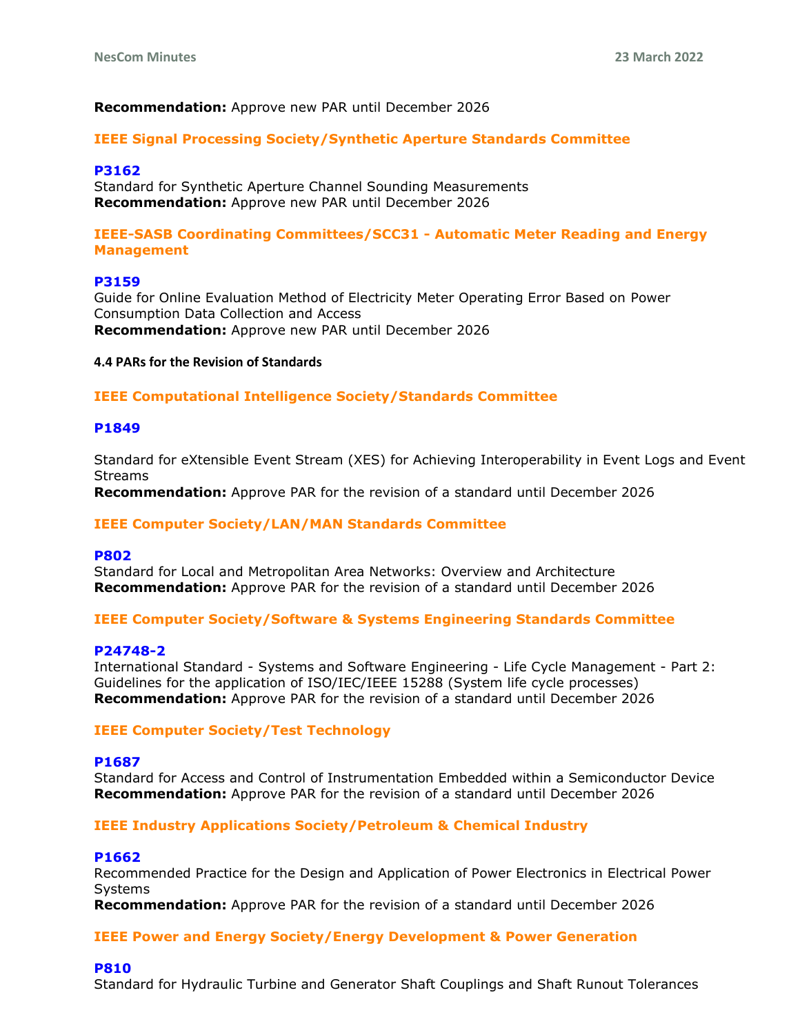**Recommendation:** Approve new PAR until December 2026

### IEEE Signal Processing Society/Synthetic Aperture Standards Committee

**P3162**
Standard for Synthetic Aperture Channel Sounding Measurements
**Recommendation:** Approve new PAR until December 2026

### IEEE-SASB Coordinating Committees/SCC31 - Automatic Meter Reading and Energy Management

**P3159**
Guide for Online Evaluation Method of Electricity Meter Operating Error Based on Power Consumption Data Collection and Access
**Recommendation:** Approve new PAR until December 2026

#### 4.4 PARs for the Revision of Standards

### IEEE Computational Intelligence Society/Standards Committee

**P1849**

Standard for eXtensible Event Stream (XES) for Achieving Interoperability in Event Logs and Event Streams
**Recommendation:** Approve PAR for the revision of a standard until December 2026

### IEEE Computer Society/LAN/MAN Standards Committee

**P802**
Standard for Local and Metropolitan Area Networks: Overview and Architecture
**Recommendation:** Approve PAR for the revision of a standard until December 2026

### IEEE Computer Society/Software & Systems Engineering Standards Committee

**P24748-2**
International Standard - Systems and Software Engineering - Life Cycle Management - Part 2: Guidelines for the application of ISO/IEC/IEEE 15288 (System life cycle processes)
**Recommendation:** Approve PAR for the revision of a standard until December 2026

### IEEE Computer Society/Test Technology

**P1687**
Standard for Access and Control of Instrumentation Embedded within a Semiconductor Device
**Recommendation:** Approve PAR for the revision of a standard until December 2026

### IEEE Industry Applications Society/Petroleum & Chemical Industry

**P1662**
Recommended Practice for the Design and Application of Power Electronics in Electrical Power Systems
**Recommendation:** Approve PAR for the revision of a standard until December 2026

### IEEE Power and Energy Society/Energy Development & Power Generation

**P810**
Standard for Hydraulic Turbine and Generator Shaft Couplings and Shaft Runout Tolerances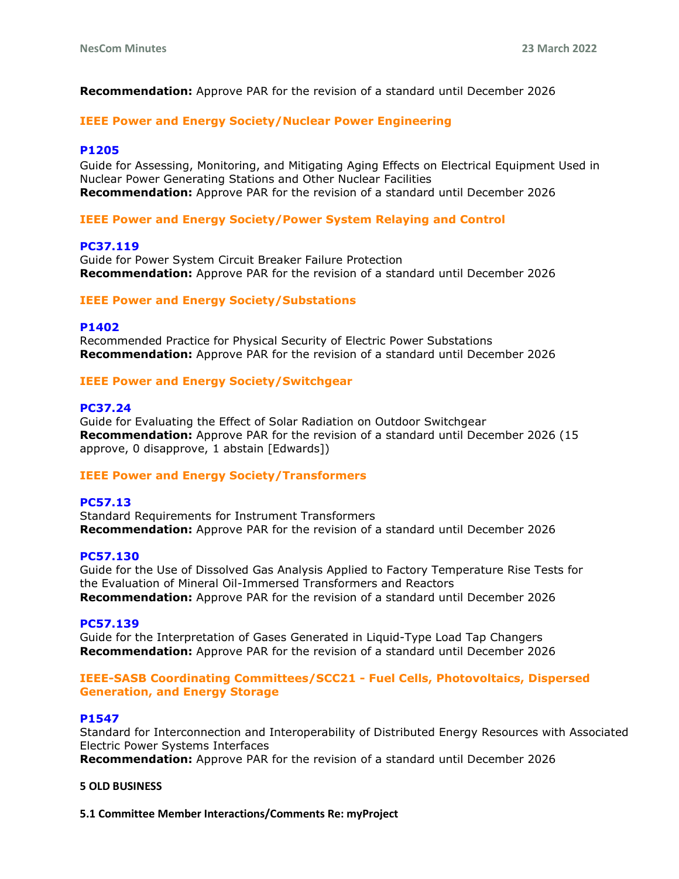**Recommendation:** Approve PAR for the revision of a standard until December 2026

### IEEE Power and Energy Society/Nuclear Power Engineering

**P1205**
Guide for Assessing, Monitoring, and Mitigating Aging Effects on Electrical Equipment Used in Nuclear Power Generating Stations and Other Nuclear Facilities
**Recommendation:** Approve PAR for the revision of a standard until December 2026

### IEEE Power and Energy Society/Power System Relaying and Control

**PC37.119**
Guide for Power System Circuit Breaker Failure Protection
**Recommendation:** Approve PAR for the revision of a standard until December 2026

### IEEE Power and Energy Society/Substations

**P1402**
Recommended Practice for Physical Security of Electric Power Substations
**Recommendation:** Approve PAR for the revision of a standard until December 2026

### IEEE Power and Energy Society/Switchgear

**PC37.24**
Guide for Evaluating the Effect of Solar Radiation on Outdoor Switchgear
**Recommendation:** Approve PAR for the revision of a standard until December 2026 (15 approve, 0 disapprove, 1 abstain [Edwards])

### IEEE Power and Energy Society/Transformers

**PC57.13**
Standard Requirements for Instrument Transformers
**Recommendation:** Approve PAR for the revision of a standard until December 2026

**PC57.130**
Guide for the Use of Dissolved Gas Analysis Applied to Factory Temperature Rise Tests for the Evaluation of Mineral Oil-Immersed Transformers and Reactors
**Recommendation:** Approve PAR for the revision of a standard until December 2026

**PC57.139**
Guide for the Interpretation of Gases Generated in Liquid-Type Load Tap Changers
**Recommendation:** Approve PAR for the revision of a standard until December 2026

### IEEE-SASB Coordinating Committees/SCC21 - Fuel Cells, Photovoltaics, Dispersed Generation, and Energy Storage

**P1547**
Standard for Interconnection and Interoperability of Distributed Energy Resources with Associated Electric Power Systems Interfaces
**Recommendation:** Approve PAR for the revision of a standard until December 2026

## 5 OLD BUSINESS

### 5.1 Committee Member Interactions/Comments Re: myProject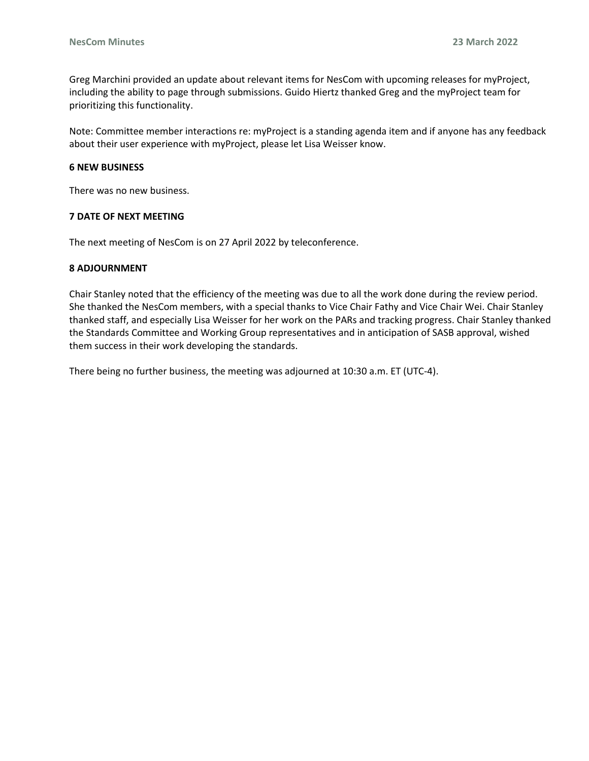Greg Marchini provided an update about relevant items for NesCom with upcoming releases for myProject, including the ability to page through submissions. Guido Hiertz thanked Greg and the myProject team for prioritizing this functionality.

Note: Committee member interactions re: myProject is a standing agenda item and if anyone has any feedback about their user experience with myProject, please let Lisa Weisser know.

**6 NEW BUSINESS**

There was no new business.

**7 DATE OF NEXT MEETING**

The next meeting of NesCom is on 27 April 2022 by teleconference.

**8 ADJOURNMENT**

Chair Stanley noted that the efficiency of the meeting was due to all the work done during the review period. She thanked the NesCom members, with a special thanks to Vice Chair Fathy and Vice Chair Wei. Chair Stanley thanked staff, and especially Lisa Weisser for her work on the PARs and tracking progress. Chair Stanley thanked the Standards Committee and Working Group representatives and in anticipation of SASB approval, wished them success in their work developing the standards.

There being no further business, the meeting was adjourned at 10:30 a.m. ET (UTC-4).